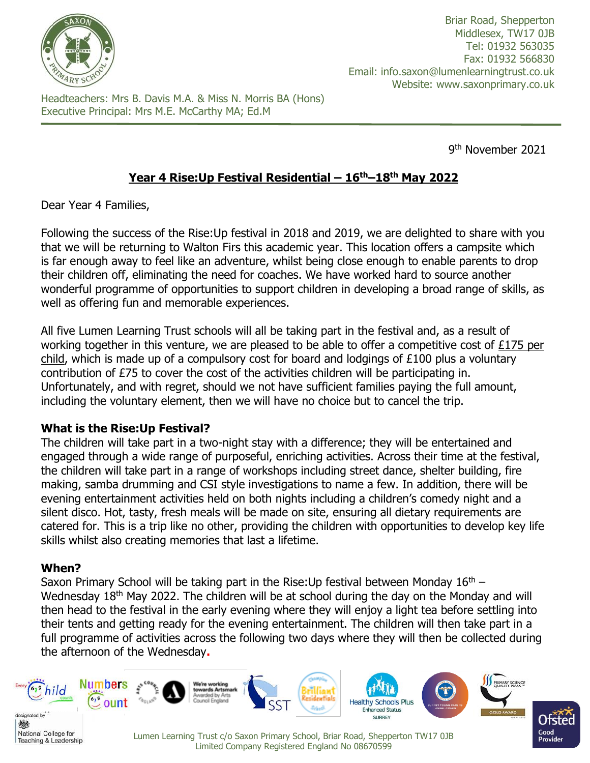Briar Road, Shepperton
Middlesex, TW17 0JB
Tel: 01932 563035
Fax: 01932 566830
Email: info.saxon@lumenlearningtrust.co.uk
Website: www.saxonprimary.co.uk

Headteachers: Mrs B. Davis M.A. & Miss N. Morris BA (Hons)
Executive Principal: Mrs M.E. McCarthy MA; Ed.M

9th November 2021

## Year 4 Rise:Up Festival Residential – 16th–18th May 2022

Dear Year 4 Families,

Following the success of the Rise:Up festival in 2018 and 2019, we are delighted to share with you that we will be returning to Walton Firs this academic year. This location offers a campsite which is far enough away to feel like an adventure, whilst being close enough to enable parents to drop their children off, eliminating the need for coaches. We have worked hard to source another wonderful programme of opportunities to support children in developing a broad range of skills, as well as offering fun and memorable experiences.

All five Lumen Learning Trust schools will all be taking part in the festival and, as a result of working together in this venture, we are pleased to be able to offer a competitive cost of £175 per child, which is made up of a compulsory cost for board and lodgings of £100 plus a voluntary contribution of £75 to cover the cost of the activities children will be participating in. Unfortunately, and with regret, should we not have sufficient families paying the full amount, including the voluntary element, then we will have no choice but to cancel the trip.

**What is the Rise:Up Festival?**

The children will take part in a two-night stay with a difference; they will be entertained and engaged through a wide range of purposeful, enriching activities. Across their time at the festival, the children will take part in a range of workshops including street dance, shelter building, fire making, samba drumming and CSI style investigations to name a few. In addition, there will be evening entertainment activities held on both nights including a children's comedy night and a silent disco. Hot, tasty, fresh meals will be made on site, ensuring all dietary requirements are catered for. This is a trip like no other, providing the children with opportunities to develop key life skills whilst also creating memories that last a lifetime.

**When?**

Saxon Primary School will be taking part in the Rise:Up festival between Monday 16th – Wednesday 18th May 2022. The children will be at school during the day on the Monday and will then head to the festival in the early evening where they will enjoy a light tea before settling into their tents and getting ready for the evening entertainment. The children will then take part in a full programme of activities across the following two days where they will then be collected during the afternoon of the Wednesday.

Lumen Learning Trust c/o Saxon Primary School, Briar Road, Shepperton TW17 0JB
Limited Company Registered England No 08670599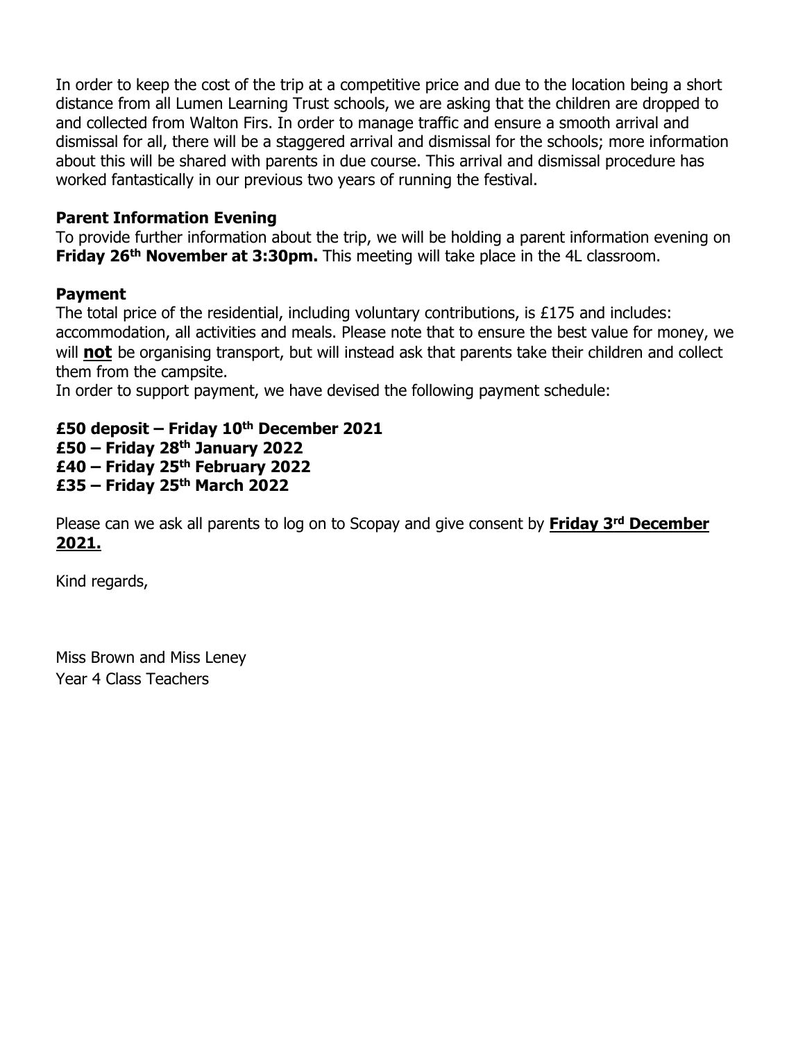In order to keep the cost of the trip at a competitive price and due to the location being a short distance from all Lumen Learning Trust schools, we are asking that the children are dropped to and collected from Walton Firs. In order to manage traffic and ensure a smooth arrival and dismissal for all, there will be a staggered arrival and dismissal for the schools; more information about this will be shared with parents in due course. This arrival and dismissal procedure has worked fantastically in our previous two years of running the festival.

**Parent Information Evening**

To provide further information about the trip, we will be holding a parent information evening on **Friday 26th November at 3:30pm.** This meeting will take place in the 4L classroom.

**Payment**

The total price of the residential, including voluntary contributions, is £175 and includes: accommodation, all activities and meals. Please note that to ensure the best value for money, we will **not** be organising transport, but will instead ask that parents take their children and collect them from the campsite.

In order to support payment, we have devised the following payment schedule:

**£50 deposit – Friday 10th December 2021**
**£50 – Friday 28th January 2022**
**£40 – Friday 25th February 2022**
**£35 – Friday 25th March 2022**

Please can we ask all parents to log on to Scopay and give consent by **Friday 3rd December 2021.**

Kind regards,

Miss Brown and Miss Leney
Year 4 Class Teachers